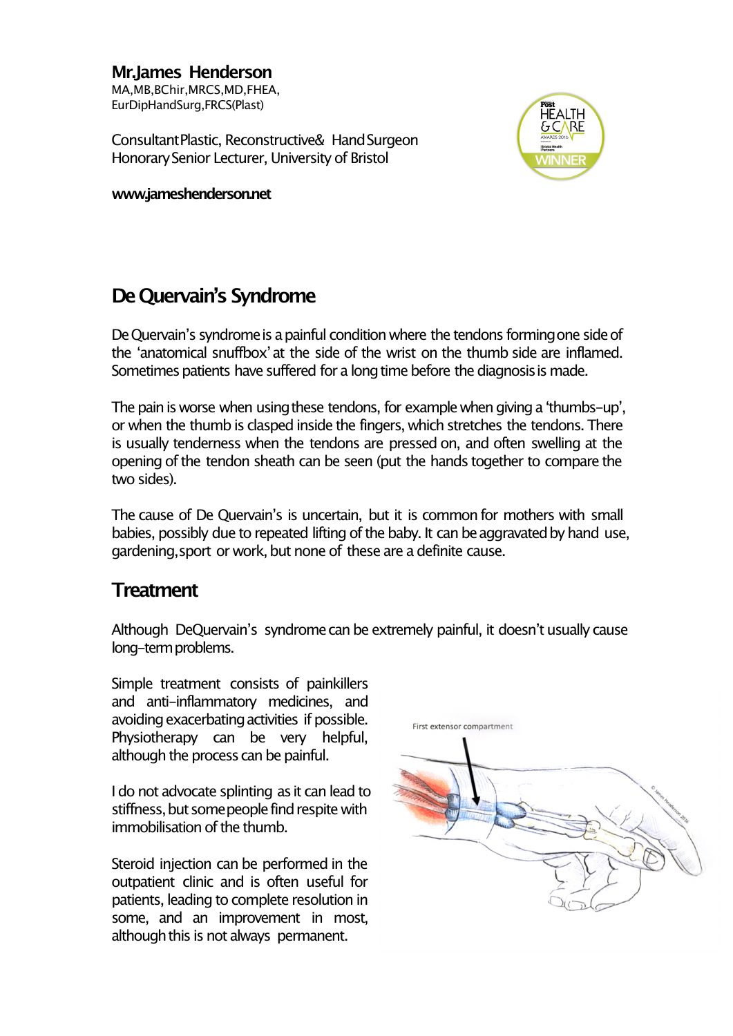**Mr.James Henderson**
MA,MB,BChir,MRCS,MD,FHEA,
EurDipHandSurg,FRCS(Plast)

Consultant Plastic, Reconstructive & Hand Surgeon
Honorary Senior Lecturer, University of Bristol

**www.jameshenderson.net**

# De Quervain's Syndrome

De Quervain's syndrome is a painful condition where the tendons forming one side of the 'anatomical snuffbox' at the side of the wrist on the thumb side are inflamed. Sometimes patients have suffered for a long time before the diagnosis is made.

The pain is worse when using these tendons, for example when giving a 'thumbs-up', or when the thumb is clasped inside the fingers, which stretches the tendons. There is usually tenderness when the tendons are pressed on, and often swelling at the opening of the tendon sheath can be seen (put the hands together to compare the two sides).

The cause of De Quervain's is uncertain, but it is common for mothers with small babies, possibly due to repeated lifting of the baby. It can be aggravated by hand use, gardening, sport or work, but none of these are a definite cause.

## Treatment

Although DeQuervain's syndrome can be extremely painful, it doesn't usually cause long-term problems.

Simple treatment consists of painkillers and anti-inflammatory medicines, and avoiding exacerbating activities if possible. Physiotherapy can be very helpful, although the process can be painful.

I do not advocate splinting as it can lead to stiffness, but some people find respite with immobilisation of the thumb.

Steroid injection can be performed in the outpatient clinic and is often useful for patients, leading to complete resolution in some, and an improvement in most, although this is not always permanent.

First extensor compartment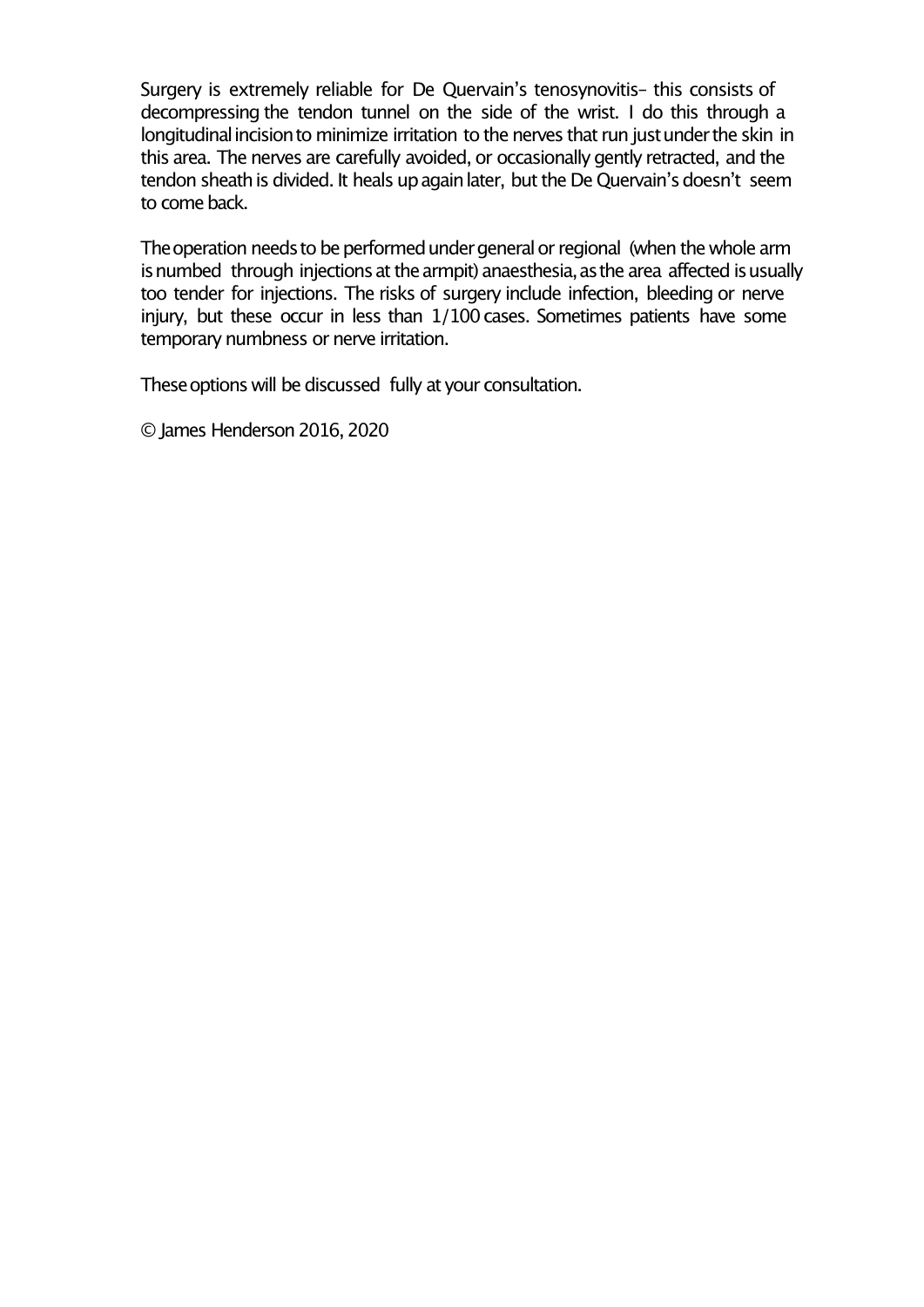Surgery is extremely reliable for De Quervain's tenosynovitis– this consists of decompressing the tendon tunnel on the side of the wrist. I do this through a longitudinal incision to minimize irritation to the nerves that run just under the skin in this area. The nerves are carefully avoided, or occasionally gently retracted, and the tendon sheath is divided. It heals up again later, but the De Quervain's doesn't seem to come back.

The operation needs to be performed under general or regional (when the whole arm is numbed through injections at the armpit) anaesthesia, as the area affected is usually too tender for injections. The risks of surgery include infection, bleeding or nerve injury, but these occur in less than 1/100 cases. Sometimes patients have some temporary numbness or nerve irritation.

These options will be discussed fully at your consultation.

© James Henderson 2016, 2020